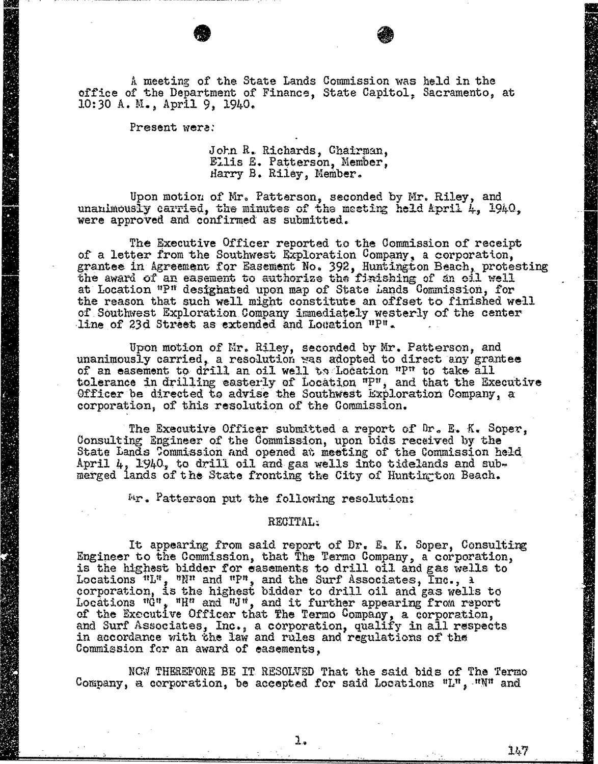A meeting of the State Lands Commission was held in the office of the Department of Finance, State Capitol, Sacramento, at 10:30 A. M., April 9, 1940.

Present were:

John R. Richards, Chairman,
Ellis E. Patterson, Member,
Harry B. Riley, Member.

Upon motion of Mr. Patterson, seconded by Mr. Riley, and unanimously carried, the minutes of the meeting held April 4, 1940, were approved and confirmed as submitted.

The Executive Officer reported to the Commission of receipt of a letter from the Southwest Exploration Company, a corporation, grantee in Agreement for Easement No. 392, Huntington Beach, protesting the award of an easement to authorize the finishing of an oil well at Location "P" designated upon map of State Lands Commission, for the reason that such well might constitute an offset to finished well of Southwest Exploration Company immediately westerly of the center line of 23d Street as extended and Location "P".

Upon motion of Mr. Riley, seconded by Mr. Patterson, and unanimously carried, a resolution was adopted to direct any grantee of an easement to drill an oil well to Location "P" to take all tolerance in drilling easterly of Location "P", and that the Executive Officer be directed to advise the Southwest Exploration Company, a corporation, of this resolution of the Commission.

The Executive Officer submitted a report of Dr. E. K. Soper, Consulting Engineer of the Commission, upon bids received by the State Lands Commission and opened at meeting of the Commission held April 4, 1940, to drill oil and gas wells into tidelands and submerged lands of the State fronting the City of Huntington Beach.

Mr. Patterson put the following resolution:

RECITAL:

It appearing from said report of Dr. E. K. Soper, Consulting Engineer to the Commission, that The Termo Company, a corporation, is the highest bidder for easements to drill oil and gas wells to Locations "L", "N" and "P", and the Surf Associates, Inc., a corporation, is the highest bidder to drill oil and gas wells to Locations "G", "H" and "J", and it further appearing from report of the Executive Officer that The Termo Company, a corporation, and Surf Associates, Inc., a corporation, qualify in all respects in accordance with the law and rules and regulations of the Commission for an award of easements,

NOW THEREFORE BE IT RESOLVED That the said bids of The Termo Company, a corporation, be accepted for said Locations "L", "N" and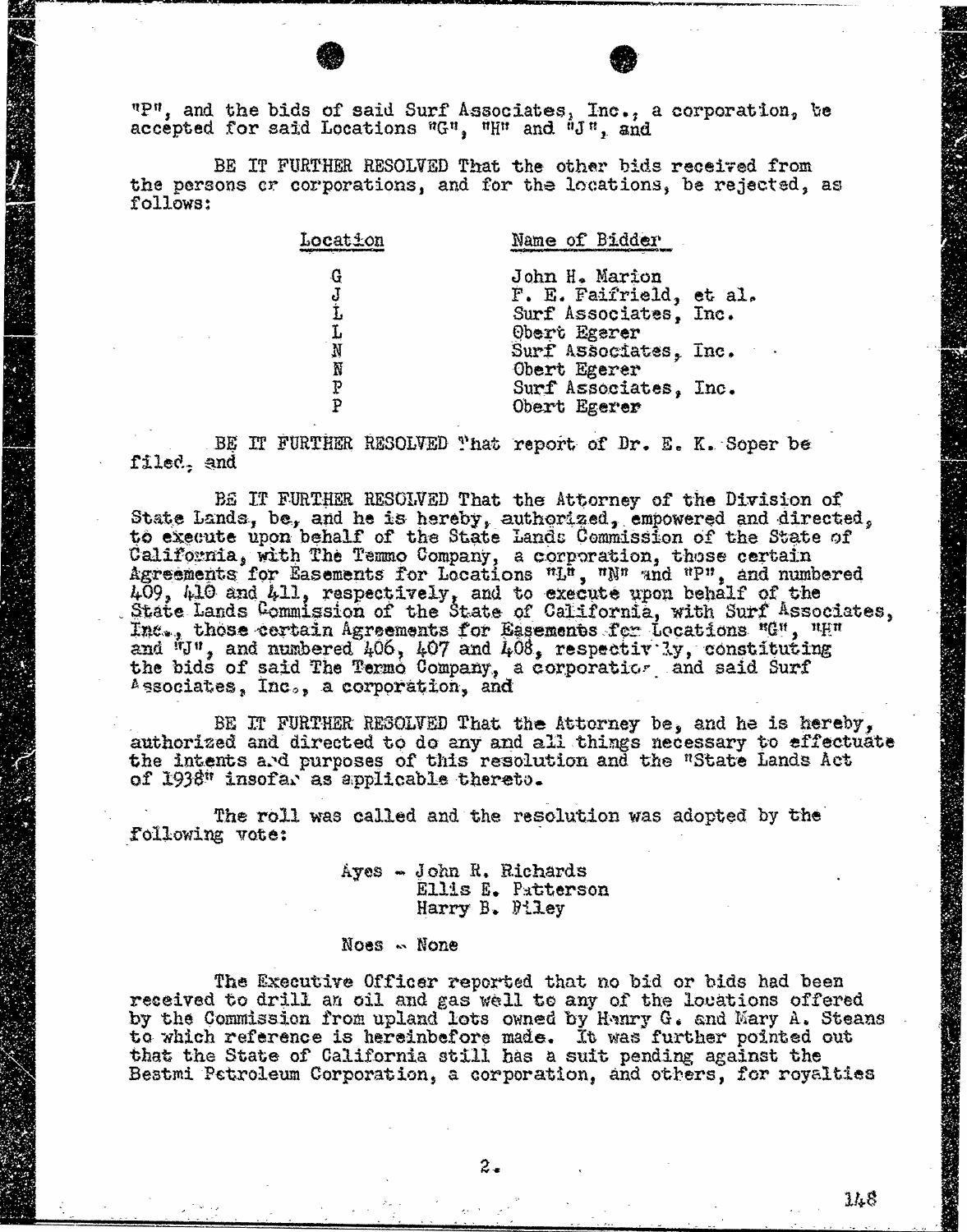"P", and the bids of said Surf Associates, Inc., a corporation, be accepted for said Locations "G", "H" and "J", and

BE IT FURTHER RESOLVED That the other bids received from the persons or corporations, and for the locations, be rejected, as follows:

| Location | Name of Bidder |
|---|---|
| G | John H. Marion |
| J | F. E. Fairfield, et al. |
| L | Surf Associates, Inc. |
| L | Obert Egerer |
| N | Surf Associates, Inc. |
| N | Obert Egerer |
| P | Surf Associates, Inc. |
| P | Obert Egerer |

BE IT FURTHER RESOLVED That report of Dr. E. K. Soper be filed, and

BE IT FURTHER RESOLVED That the Attorney of the Division of State Lands, be, and he is hereby, authorized, empowered and directed, to execute upon behalf of the State Lands Commission of the State of California, with The Temmo Company, a corporation, those certain Agreements for Easements for Locations "L", "N" and "P", and numbered 409, 410 and 411, respectively, and to execute upon behalf of the State Lands Commission of the State of California, with Surf Associates, Inc., those certain Agreements for Easements for Locations "G", "H" and "J", and numbered 406, 407 and 408, respectively, constituting the bids of said The Termo Company, a corporation and said Surf Associates, Inc., a corporation, and

BE IT FURTHER RESOLVED That the Attorney be, and he is hereby, authorized and directed to do any and all things necessary to effectuate the intents and purposes of this resolution and the "State Lands Act of 1938" insofar as applicable thereto.

The roll was called and the resolution was adopted by the following vote:

Ayes - John R. Richards
Ellis E. Patterson
Harry B. Riley

Noes - None

The Executive Officer reported that no bid or bids had been received to drill an oil and gas well to any of the locations offered by the Commission from upland lots owned by Henry G. and Mary A. Steans to which reference is hereinbefore made. It was further pointed out that the State of California still has a suit pending against the Bestmi Petroleum Corporation, a corporation, and others, for royalties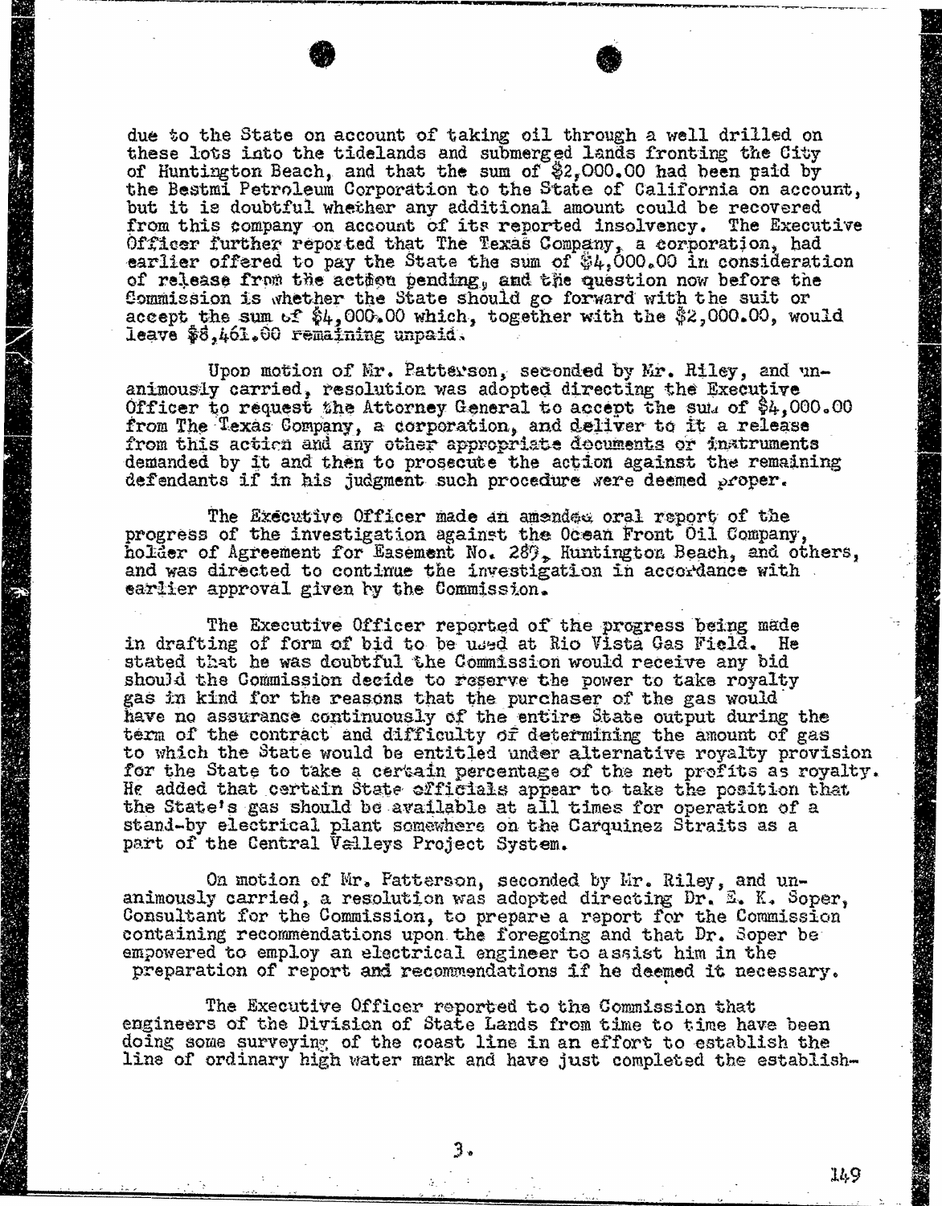due to the State on account of taking oil through a well drilled on these lots into the tidelands and submerged lands fronting the City of Huntington Beach, and that the sum of $2,000.00 had been paid by the Bestmi Petroleum Corporation to the State of California on account, but it is doubtful whether any additional amount could be recovered from this company on account of its reported insolvency. The Executive Officer further reported that The Texas Company, a corporation, had earlier offered to pay the State the sum of $4,000.00 in consideration of release from the action pending, and the question now before the Commission is whether the State should go forward with the suit or accept the sum of $4,000.00 which, together with the $2,000.00, would leave $8,461.00 remaining unpaid.

Upon motion of Mr. Patterson, seconded by Mr. Riley, and unanimously carried, resolution was adopted directing the Executive Officer to request the Attorney General to accept the sum of $4,000.00 from The Texas Company, a corporation, and deliver to it a release from this action and any other appropriate documents or instruments demanded by it and then to prosecute the action against the remaining defendants if in his judgment such procedure were deemed proper.

The Executive Officer made an amended oral report of the progress of the investigation against the Ocean Front Oil Company, holder of Agreement for Easement No. 289, Huntington Beach, and others, and was directed to continue the investigation in accordance with earlier approval given by the Commission.

The Executive Officer reported of the progress being made in drafting of form of bid to be used at Rio Vista Gas Field. He stated that he was doubtful the Commission would receive any bid should the Commission decide to reserve the power to take royalty gas in kind for the reasons that the purchaser of the gas would have no assurance continuously of the entire State output during the term of the contract and difficulty of determining the amount of gas to which the State would be entitled under alternative royalty provision for the State to take a certain percentage of the net profits as royalty. He added that certain State officials appear to take the position that the State's gas should be available at all times for operation of a stand-by electrical plant somewhere on the Carquinez Straits as a part of the Central Valleys Project System.

On motion of Mr. Patterson, seconded by Mr. Riley, and unanimously carried, a resolution was adopted directing Dr. E. K. Soper, Consultant for the Commission, to prepare a report for the Commission containing recommendations upon the foregoing and that Dr. Soper be empowered to employ an electrical engineer to assist him in the preparation of report and recommendations if he deemed it necessary.

The Executive Officer reported to the Commission that engineers of the Division of State Lands from time to time have been doing some surveying of the coast line in an effort to establish the line of ordinary high water mark and have just completed the establish-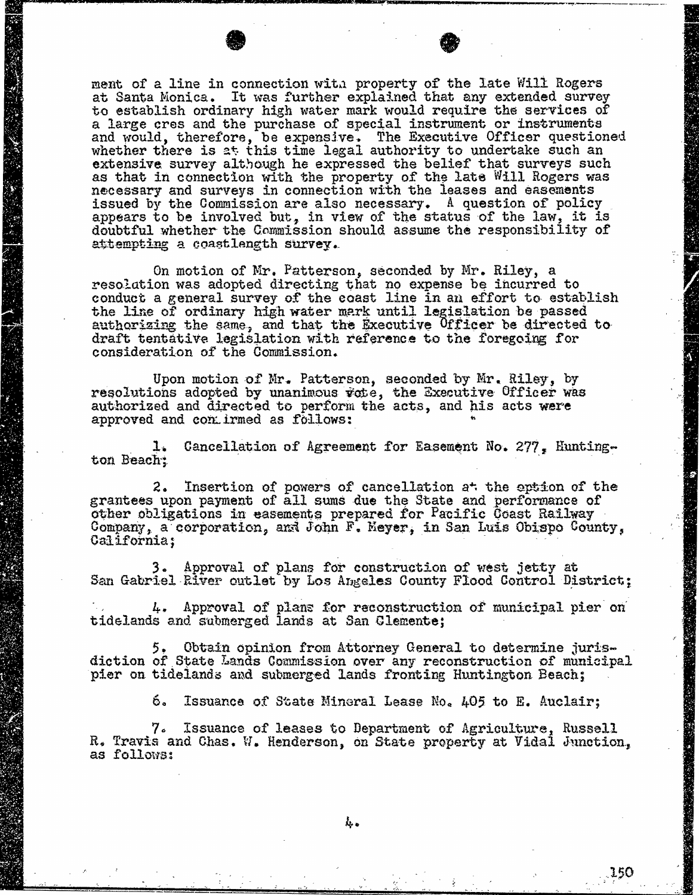ment of a line in connection with property of the late Will Rogers at Santa Monica. It was further explained that any extended survey to establish ordinary high water mark would require the services of a large cres and the purchase of special instrument or instruments and would, therefore, be expensive. The Executive Officer questioned whether there is at this time legal authority to undertake such an extensive survey although he expressed the belief that surveys such as that in connection with the property of the late Will Rogers was necessary and surveys in connection with the leases and easements issued by the Commission are also necessary. A question of policy appears to be involved but, in view of the status of the law, it is doubtful whether the Commission should assume the responsibility of attempting a coastlength survey.

On motion of Mr. Patterson, seconded by Mr. Riley, a resolution was adopted directing that no expense be incurred to conduct a general survey of the coast line in an effort to establish the line of ordinary high water mark until legislation be passed authorizing the same, and that the Executive Officer be directed to draft tentative legislation with reference to the foregoing for consideration of the Commission.

Upon motion of Mr. Patterson, seconded by Mr. Riley, by resolutions adopted by unanimous vote, the Executive Officer was authorized and directed to perform the acts, and his acts were approved and confirmed as follows:

1. Cancellation of Agreement for Easement No. 277, Huntington Beach;

2. Insertion of powers of cancellation at the option of the grantees upon payment of all sums due the State and performance of other obligations in easements prepared for Pacific Coast Railway Company, a corporation, and John F. Meyer, in San Luis Obispo County, California;

3. Approval of plans for construction of west jetty at San Gabriel River outlet by Los Angeles County Flood Control District;

4. Approval of plans for reconstruction of municipal pier on tidelands and submerged lands at San Clemente;

5. Obtain opinion from Attorney General to determine jurisdiction of State Lands Commission over any reconstruction of municipal pier on tidelands and submerged lands fronting Huntington Beach;

6. Issuance of State Mineral Lease No. 405 to E. Auclair;

7. Issuance of leases to Department of Agriculture, Russell R. Travis and Chas. W. Henderson, on State property at Vidal Junction, as follows: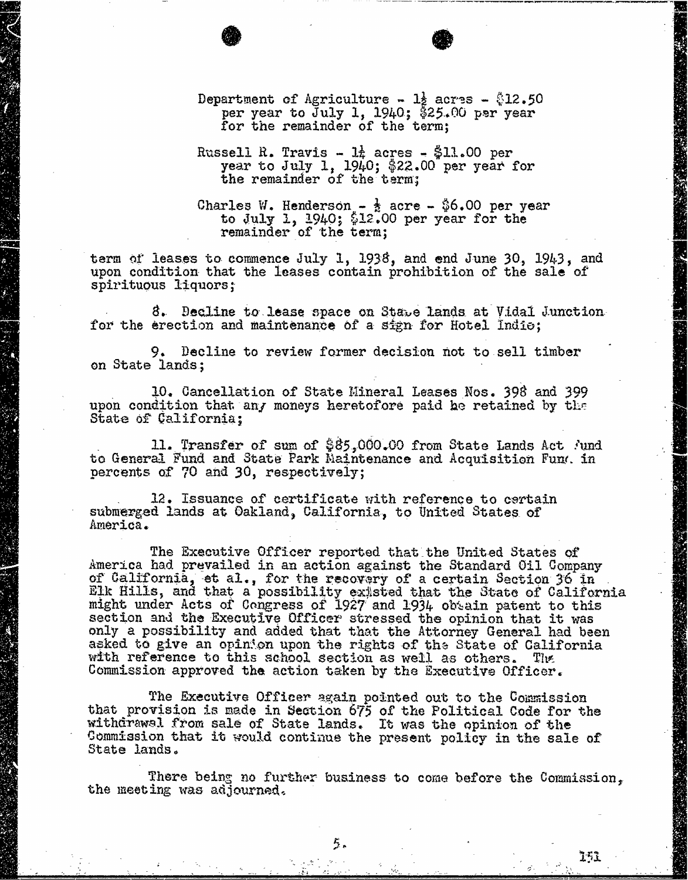Department of Agriculture - 1½ acres - $12.50 per year to July 1, 1940; $25.00 per year for the remainder of the term;

Russell R. Travis - 1¼ acres - $11.00 per year to July 1, 1940; $22.00 per year for the remainder of the term;

Charles W. Henderson - ½ acre - $6.00 per year to July 1, 1940; $12.00 per year for the remainder of the term;

term of leases to commence July 1, 1938, and end June 30, 1943, and upon condition that the leases contain prohibition of the sale of spirituous liquors;

8. Decline to lease space on State lands at Vidal Junction for the erection and maintenance of a sign for Hotel Indio;

9. Decline to review former decision not to sell timber on State lands;

10. Cancellation of State Mineral Leases Nos. 398 and 399 upon condition that any moneys heretofore paid be retained by the State of California;

11. Transfer of sum of $85,000.00 from State Lands Act Fund to General Fund and State Park Maintenance and Acquisition Fund in percents of 70 and 30, respectively;

12. Issuance of certificate with reference to certain submerged lands at Oakland, California, to United States of America.

The Executive Officer reported that the United States of America had prevailed in an action against the Standard Oil Company of California, et al., for the recovery of a certain Section 36 in Elk Hills, and that a possibility existed that the State of California might under Acts of Congress of 1927 and 1934 obtain patent to this section and the Executive Officer stressed the opinion that it was only a possibility and added that that the Attorney General had been asked to give an opinion upon the rights of the State of California with reference to this school section as well as others. The Commission approved the action taken by the Executive Officer.

The Executive Officer again pointed out to the Commission that provision is made in Section 675 of the Political Code for the withdrawal from sale of State lands. It was the opinion of the Commission that it would continue the present policy in the sale of State lands.

There being no further business to come before the Commission, the meeting was adjourned.